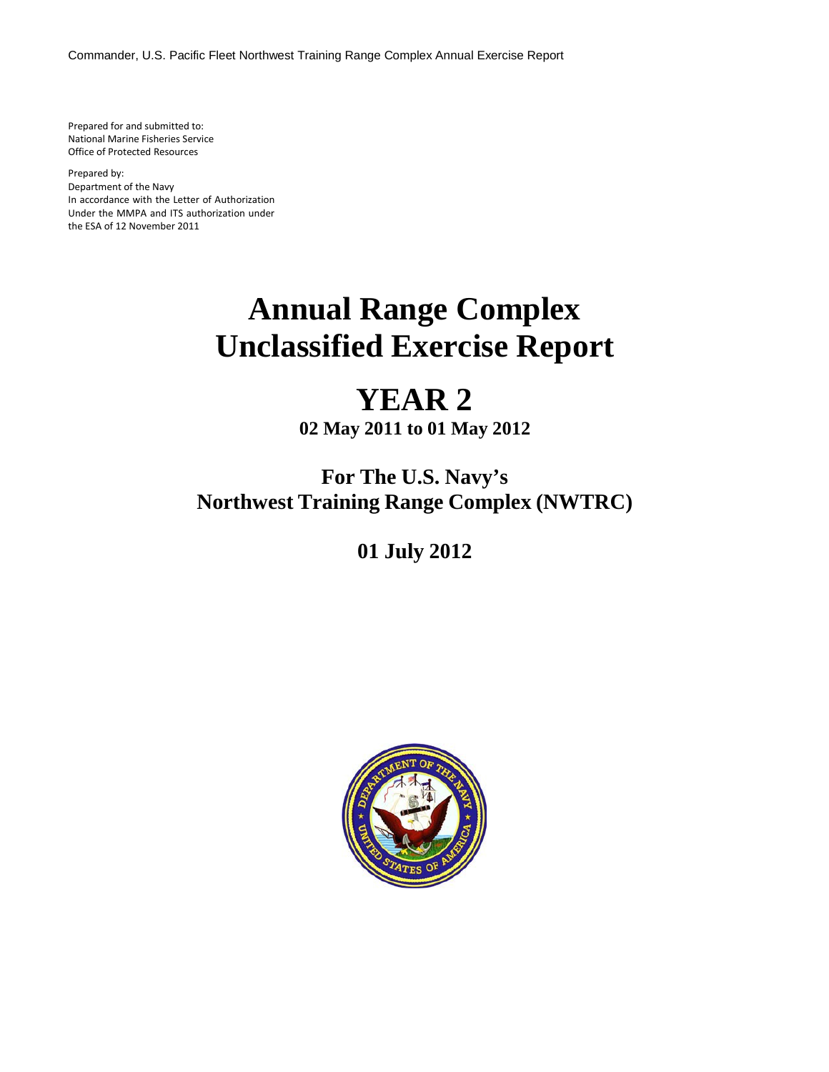Prepared for and submitted to:
National Marine Fisheries Service
Office of Protected Resources

Prepared by:
Department of the Navy
In accordance with the Letter of Authorization
Under the MMPA and ITS authorization under
the ESA of 12 November 2011

# Annual Range Complex Unclassified Exercise Report

# YEAR 2

**02 May 2011 to 01 May 2012**

## For The U.S. Navy's Northwest Training Range Complex (NWTRC)

## 01 July 2012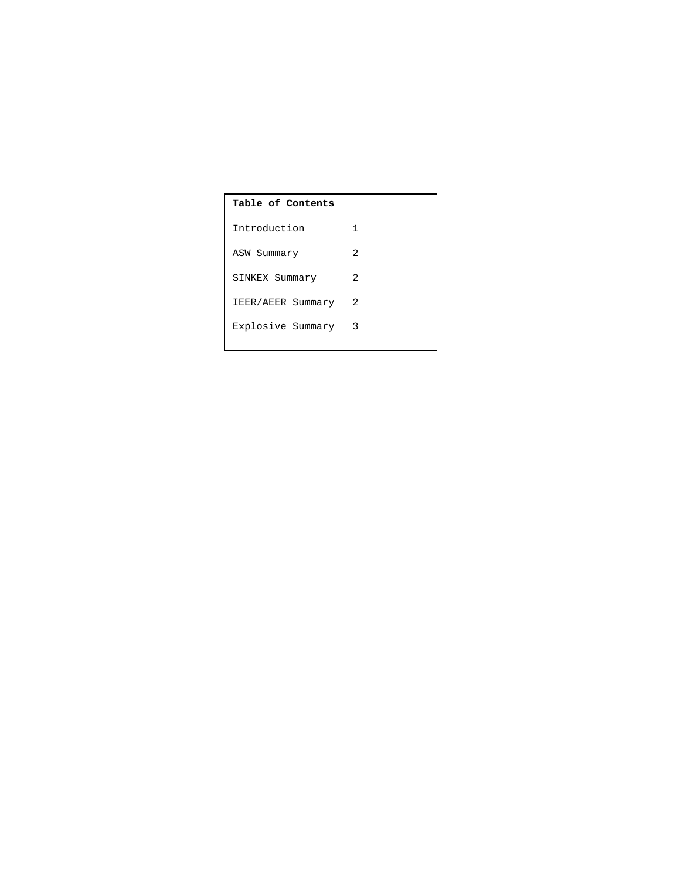**Table of Contents**

| | |
|---|---|
| Introduction | 1 |
| ASW Summary | 2 |
| SINKEX Summary | 2 |
| IEER/AEER Summary | 2 |
| Explosive Summary | 3 |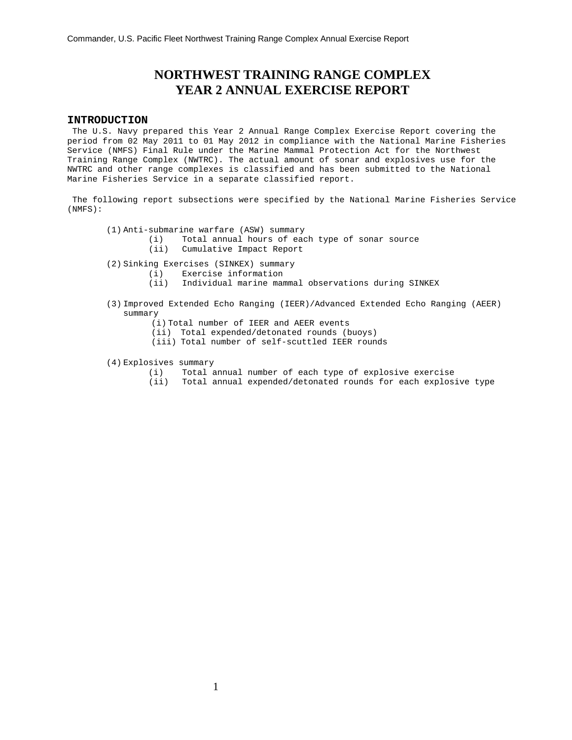# NORTHWEST TRAINING RANGE COMPLEX
# YEAR 2 ANNUAL EXERCISE REPORT

## INTRODUCTION

The U.S. Navy prepared this Year 2 Annual Range Complex Exercise Report covering the period from 02 May 2011 to 01 May 2012 in compliance with the National Marine Fisheries Service (NMFS) Final Rule under the Marine Mammal Protection Act for the Northwest Training Range Complex (NWTRC). The actual amount of sonar and explosives use for the NWTRC and other range complexes is classified and has been submitted to the National Marine Fisheries Service in a separate classified report.

The following report subsections were specified by the National Marine Fisheries Service (NMFS):

(1) Anti-submarine warfare (ASW) summary
   - (i) Total annual hours of each type of sonar source
   - (ii) Cumulative Impact Report

(2) Sinking Exercises (SINKEX) summary
   - (i) Exercise information
   - (ii) Individual marine mammal observations during SINKEX

(3) Improved Extended Echo Ranging (IEER)/Advanced Extended Echo Ranging (AEER) summary
   - (i) Total number of IEER and AEER events
   - (ii) Total expended/detonated rounds (buoys)
   - (iii) Total number of self-scuttled IEER rounds

(4) Explosives summary
   - (i) Total annual number of each type of explosive exercise
   - (ii) Total annual expended/detonated rounds for each explosive type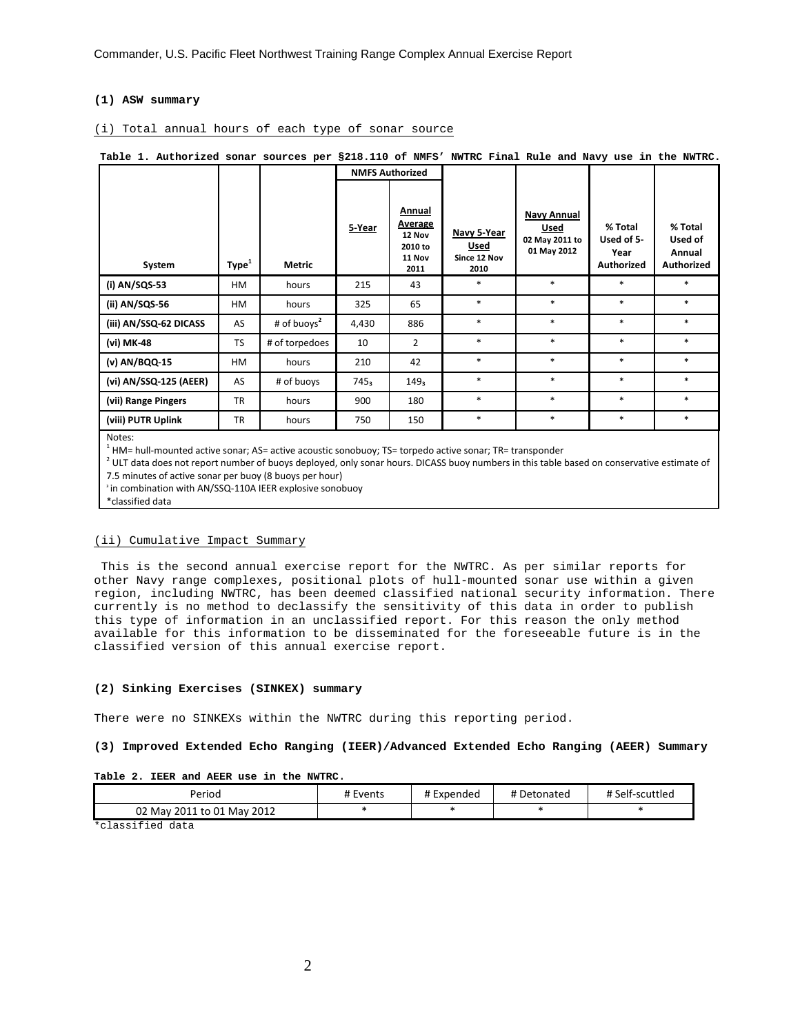**(1) ASW summary**

(i) Total annual hours of each type of sonar source

**Table 1. Authorized sonar sources per §218.110 of NMFS' NWTRC Final Rule and Navy use in the NWTRC.**

| System | Type[1] | Metric | NMFS Authorized | | Navy 5-Year Used Since 12 Nov 2010 | Navy Annual Used 02 May 2011 to 01 May 2012 | % Total Used of 5-Year Authorized | % Total Used of Annual Authorized |
|---|---|---|---|---|---|---|---|---|
| | | | 5-Year | Annual Average 12 Nov 2010 to 11 Nov 2011 | | | | |
| (i) AN/SQS-53 | HM | hours | 215 | 43 | * | * | * | * |
| (ii) AN/SQS-56 | HM | hours | 325 | 65 | * | * | * | * |
| (iii) AN/SSQ-62 DICASS | AS | # of buoys[2] | 4,430 | 886 | * | * | * | * |
| (vi) MK-48 | TS | # of torpedoes | 10 | 2 | * | * | * | * |
| (v) AN/BQQ-15 | HM | hours | 210 | 42 | * | * | * | * |
| (vi) AN/SSQ-125 (AEER) | AS | # of buoys | 745[3] | 149[3] | * | * | * | * |
| (vii) Range Pingers | TR | hours | 900 | 180 | * | * | * | * |
| (viii) PUTR Uplink | TR | hours | 750 | 150 | * | * | * | * |

Notes:
[1] HM= hull-mounted active sonar; AS= active acoustic sonobuoy; TS= torpedo active sonar; TR= transponder
[2] ULT data does not report number of buoys deployed, only sonar hours. DICASS buoy numbers in this table based on conservative estimate of 7.5 minutes of active sonar per buoy (8 buoys per hour)
[3] in combination with AN/SSQ-110A IEER explosive sonobuoy
*classified data

(ii) Cumulative Impact Summary

This is the second annual exercise report for the NWTRC. As per similar reports for other Navy range complexes, positional plots of hull-mounted sonar use within a given region, including NWTRC, has been deemed classified national security information. There currently is no method to declassify the sensitivity of this data in order to publish this type of information in an unclassified report. For this reason the only method available for this information to be disseminated for the foreseeable future is in the classified version of this annual exercise report.

**(2) Sinking Exercises (SINKEX) summary**

There were no SINKEXs within the NWTRC during this reporting period.

**(3) Improved Extended Echo Ranging (IEER)/Advanced Extended Echo Ranging (AEER) Summary**

**Table 2. IEER and AEER use in the NWTRC.**

| Period | # Events | # Expended | # Detonated | # Self-scuttled |
|---|---|---|---|---|
| 02 May 2011 to 01 May 2012 | * | * | * | * |

*classified data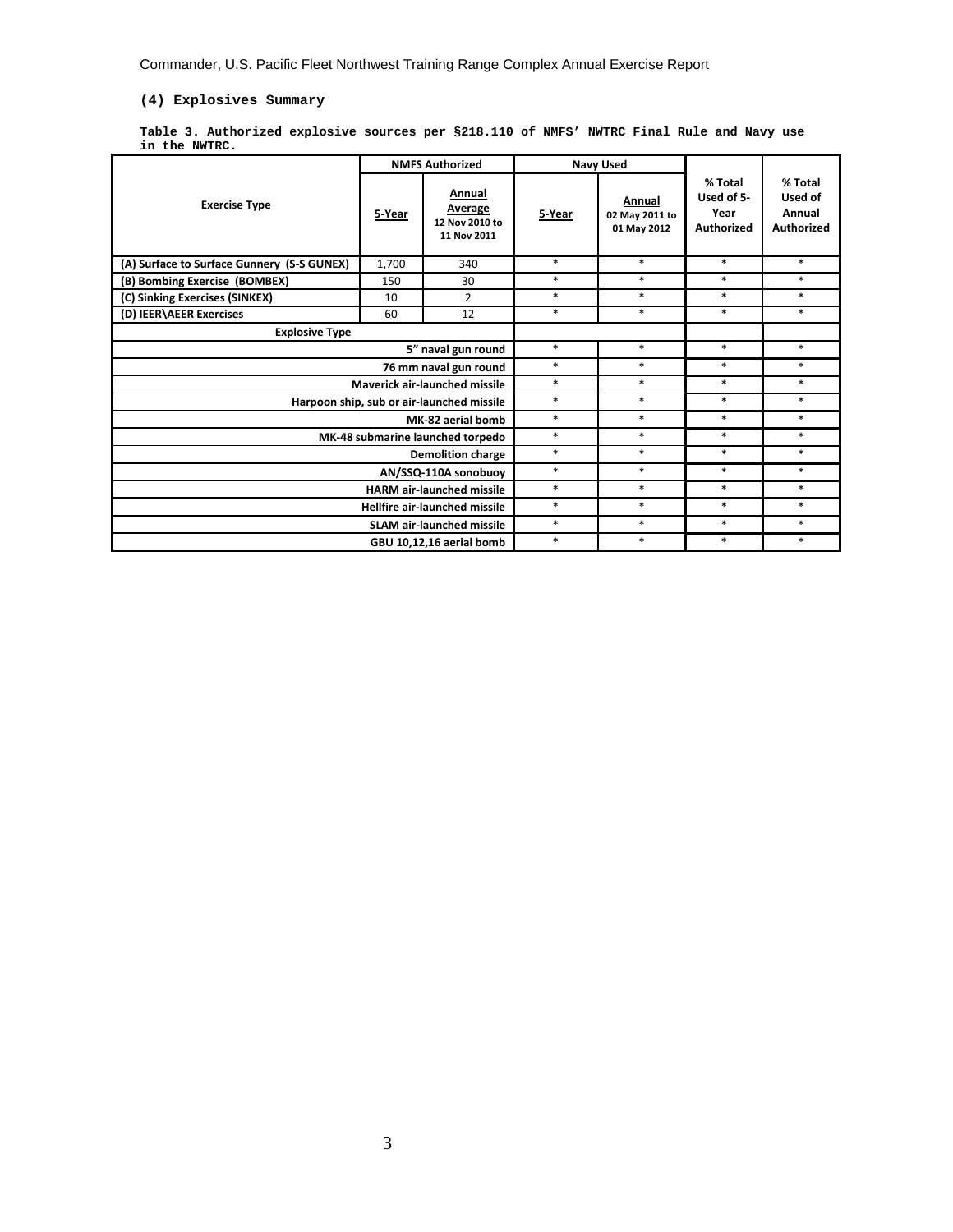#### (4) Explosives Summary

**Table 3. Authorized explosive sources per §218.110 of NMFS' NWTRC Final Rule and Navy use in the NWTRC.**

| Exercise Type | NMFS Authorized | | Navy Used | | % Total Used of 5-Year Authorized | % Total Used of Annual Authorized |
|---|---|---|---|---|---|---|
| | 5-Year | Annual Average 12 Nov 2010 to 11 Nov 2011 | 5-Year | Annual 02 May 2011 to 01 May 2012 | | |
| (A) Surface to Surface Gunnery (S-S GUNEX) | 1,700 | 340 | * | * | * | * |
| (B) Bombing Exercise (BOMBEX) | 150 | 30 | * | * | * | * |
| (C) Sinking Exercises (SINKEX) | 10 | 2 | * | * | * | * |
| (D) IEER\AEER Exercises | 60 | 12 | * | * | * | * |
| **Explosive Type** | | | | | | |
| 5" naval gun round | | | * | * | * | * |
| 76 mm naval gun round | | | * | * | * | * |
| Maverick air-launched missile | | | * | * | * | * |
| Harpoon ship, sub or air-launched missile | | | * | * | * | * |
| MK-82 aerial bomb | | | * | * | * | * |
| MK-48 submarine launched torpedo | | | * | * | * | * |
| Demolition charge | | | * | * | * | * |
| AN/SSQ-110A sonobuoy | | | * | * | * | * |
| HARM air-launched missile | | | * | * | * | * |
| Hellfire air-launched missile | | | * | * | * | * |
| SLAM air-launched missile | | | * | * | * | * |
| GBU 10,12,16 aerial bomb | | | * | * | * | * |